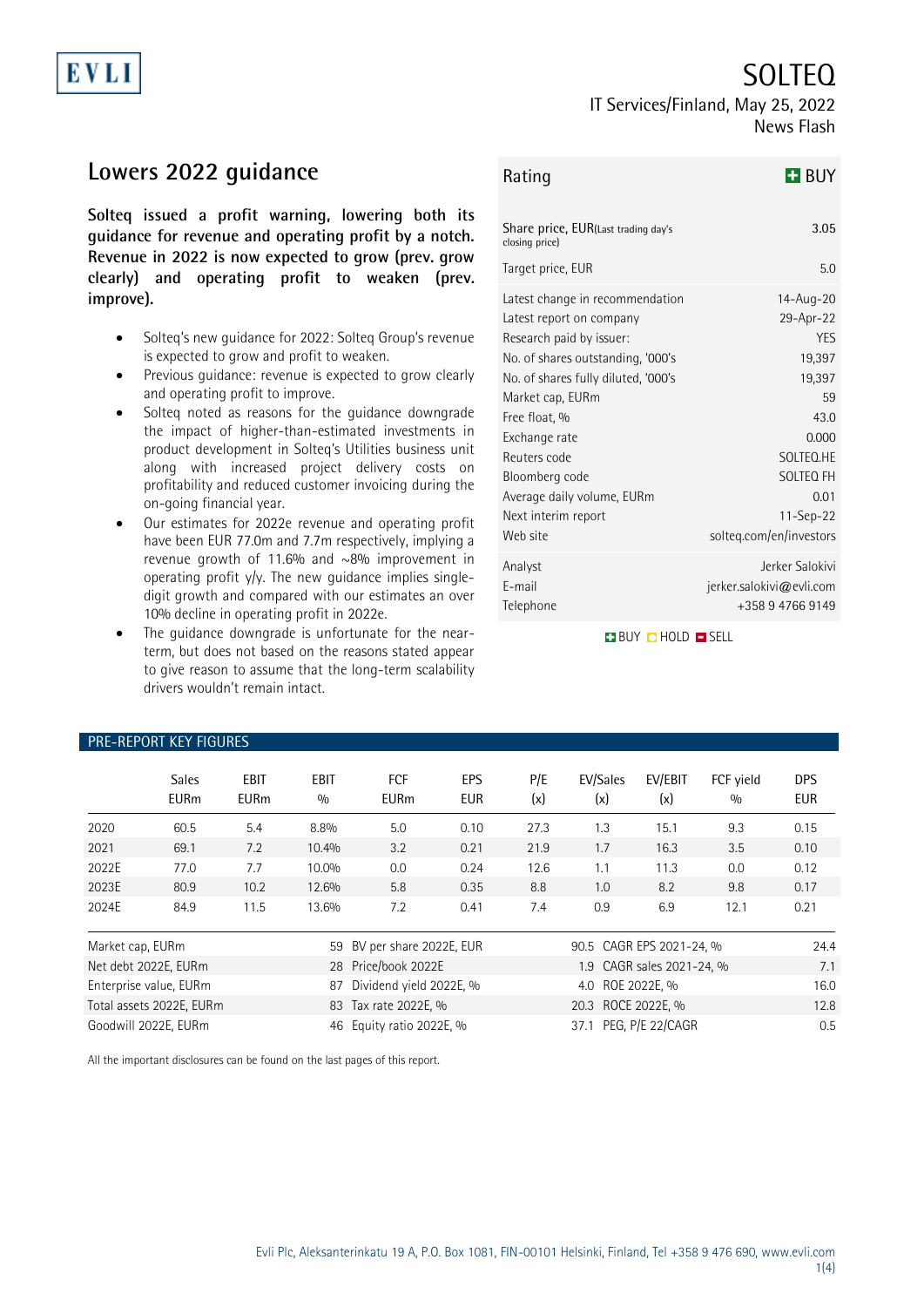# SOLTEQ

IT Services/Finland, May 25, 2022
News Flash

## Lowers 2022 guidance

**Solteq issued a profit warning, lowering both its guidance for revenue and operating profit by a notch. Revenue in 2022 is now expected to grow (prev. grow clearly) and operating profit to weaken (prev. improve).**

- Solteq's new guidance for 2022: Solteq Group's revenue is expected to grow and profit to weaken.
- Previous guidance: revenue is expected to grow clearly and operating profit to improve.
- Solteq noted as reasons for the guidance downgrade the impact of higher-than-estimated investments in product development in Solteq's Utilities business unit along with increased project delivery costs on profitability and reduced customer invoicing during the on-going financial year.
- Our estimates for 2022e revenue and operating profit have been EUR 77.0m and 7.7m respectively, implying a revenue growth of 11.6% and ~8% improvement in operating profit y/y. The new guidance implies single-digit growth and compared with our estimates an over 10% decline in operating profit in 2022e.
- The guidance downgrade is unfortunate for the near-term, but does not based on the reasons stated appear to give reason to assume that the long-term scalability drivers wouldn't remain intact.

| Rating | BUY |
|---|---|
| Share price, EUR (Last trading day's closing price) | 3.05 |
| Target price, EUR | 5.0 |
| Latest change in recommendation | 14-Aug-20 |
| Latest report on company | 29-Apr-22 |
| Research paid by issuer: | YES |
| No. of shares outstanding, '000's | 19,397 |
| No. of shares fully diluted, '000's | 19,397 |
| Market cap, EURm | 59 |
| Free float, % | 43.0 |
| Exchange rate | 0.000 |
| Reuters code | SOLTEQ.HE |
| Bloomberg code | SOLTEQ FH |
| Average daily volume, EURm | 0.01 |
| Next interim report | 11-Sep-22 |
| Web site | solteq.com/en/investors |
| Analyst | Jerker Salokivi |
| E-mail | jerker.salokivi@evli.com |
| Telephone | +358 9 4766 9149 |

BUY | HOLD | SELL

### PRE-REPORT KEY FIGURES

| | Sales EURm | EBIT EURm | EBIT % | FCF EURm | EPS EUR | P/E (x) | EV/Sales (x) | EV/EBIT (x) | FCF yield % | DPS EUR |
|---|---|---|---|---|---|---|---|---|---|---|
| 2020 | 60.5 | 5.4 | 8.8% | 5.0 | 0.10 | 27.3 | 1.3 | 15.1 | 9.3 | 0.15 |
| 2021 | 69.1 | 7.2 | 10.4% | 3.2 | 0.21 | 21.9 | 1.7 | 16.3 | 3.5 | 0.10 |
| 2022E | 77.0 | 7.7 | 10.0% | 0.0 | 0.24 | 12.6 | 1.1 | 11.3 | 0.0 | 0.12 |
| 2023E | 80.9 | 10.2 | 12.6% | 5.8 | 0.35 | 8.8 | 1.0 | 8.2 | 9.8 | 0.17 |
| 2024E | 84.9 | 11.5 | 13.6% | 7.2 | 0.41 | 7.4 | 0.9 | 6.9 | 12.1 | 0.21 |

| | | | | | |
|---|---|---|---|---|---|
| Market cap, EURm | 59 | BV per share 2022E, EUR | 90.5 | CAGR EPS 2021-24, % | 24.4 |
| Net debt 2022E, EURm | 28 | Price/book 2022E | 1.9 | CAGR sales 2021-24, % | 7.1 |
| Enterprise value, EURm | 87 | Dividend yield 2022E, % | 4.0 | ROE 2022E, % | 16.0 |
| Total assets 2022E, EURm | 83 | Tax rate 2022E, % | 20.3 | ROCE 2022E, % | 12.8 |
| Goodwill 2022E, EURm | 46 | Equity ratio 2022E, % | 37.1 | PEG, P/E 22/CAGR | 0.5 |

All the important disclosures can be found on the last pages of this report.

Evli Plc, Aleksanterinkatu 19 A, P.O. Box 1081, FIN-00101 Helsinki, Finland, Tel +358 9 476 690, www.evli.com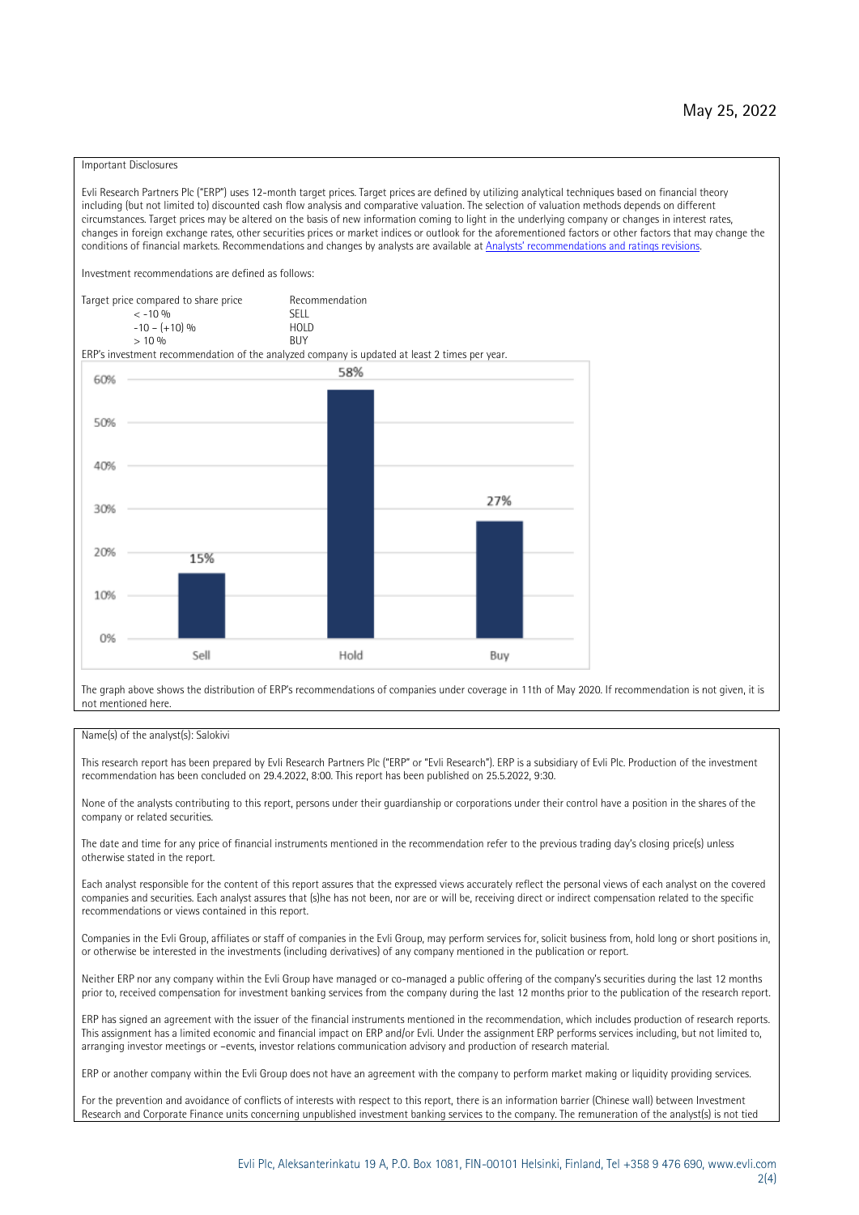May 25, 2022

Important Disclosures

Evli Research Partners Plc ("ERP") uses 12-month target prices. Target prices are defined by utilizing analytical techniques based on financial theory including (but not limited to) discounted cash flow analysis and comparative valuation. The selection of valuation methods depends on different circumstances. Target prices may be altered on the basis of new information coming to light in the underlying company or changes in interest rates, changes in foreign exchange rates, other securities prices or market indices or outlook for the aforementioned factors or other factors that may change the conditions of financial markets. Recommendations and changes by analysts are available at [Analysts' recommendations and ratings revisions](Analysts' recommendations and ratings revisions).

Investment recommendations are defined as follows:

| Target price compared to share price | Recommendation |
|---|---|
| < -10 % | SELL |
| -10 – (+10) % | HOLD |
| > 10 % | BUY |

ERP's investment recommendation of the analyzed company is updated at least 2 times per year.

| | Sell | Hold | Buy |
|---|---|---|---|
| Share | 15% | 58% | 27% |

The graph above shows the distribution of ERP's recommendations of companies under coverage in 11th of May 2020. If recommendation is not given, it is not mentioned here.

Name(s) of the analyst(s): Salokivi

This research report has been prepared by Evli Research Partners Plc ("ERP" or "Evli Research"). ERP is a subsidiary of Evli Plc. Production of the investment recommendation has been concluded on 29.4.2022, 8:00. This report has been published on 25.5.2022, 9:30.

None of the analysts contributing to this report, persons under their guardianship or corporations under their control have a position in the shares of the company or related securities.

The date and time for any price of financial instruments mentioned in the recommendation refer to the previous trading day's closing price(s) unless otherwise stated in the report.

Each analyst responsible for the content of this report assures that the expressed views accurately reflect the personal views of each analyst on the covered companies and securities. Each analyst assures that (s)he has not been, nor are or will be, receiving direct or indirect compensation related to the specific recommendations or views contained in this report.

Companies in the Evli Group, affiliates or staff of companies in the Evli Group, may perform services for, solicit business from, hold long or short positions in, or otherwise be interested in the investments (including derivatives) of any company mentioned in the publication or report.

Neither ERP nor any company within the Evli Group have managed or co-managed a public offering of the company's securities during the last 12 months prior to, received compensation for investment banking services from the company during the last 12 months prior to the publication of the research report.

ERP has signed an agreement with the issuer of the financial instruments mentioned in the recommendation, which includes production of research reports. This assignment has a limited economic and financial impact on ERP and/or Evli. Under the assignment ERP performs services including, but not limited to, arranging investor meetings or –events, investor relations communication advisory and production of research material.

ERP or another company within the Evli Group does not have an agreement with the company to perform market making or liquidity providing services.

For the prevention and avoidance of conflicts of interests with respect to this report, there is an information barrier (Chinese wall) between Investment Research and Corporate Finance units concerning unpublished investment banking services to the company. The remuneration of the analyst(s) is not tied

Evli Plc, Aleksanterinkatu 19 A, P.O. Box 1081, FIN-00101 Helsinki, Finland, Tel +358 9 476 690, www.evli.com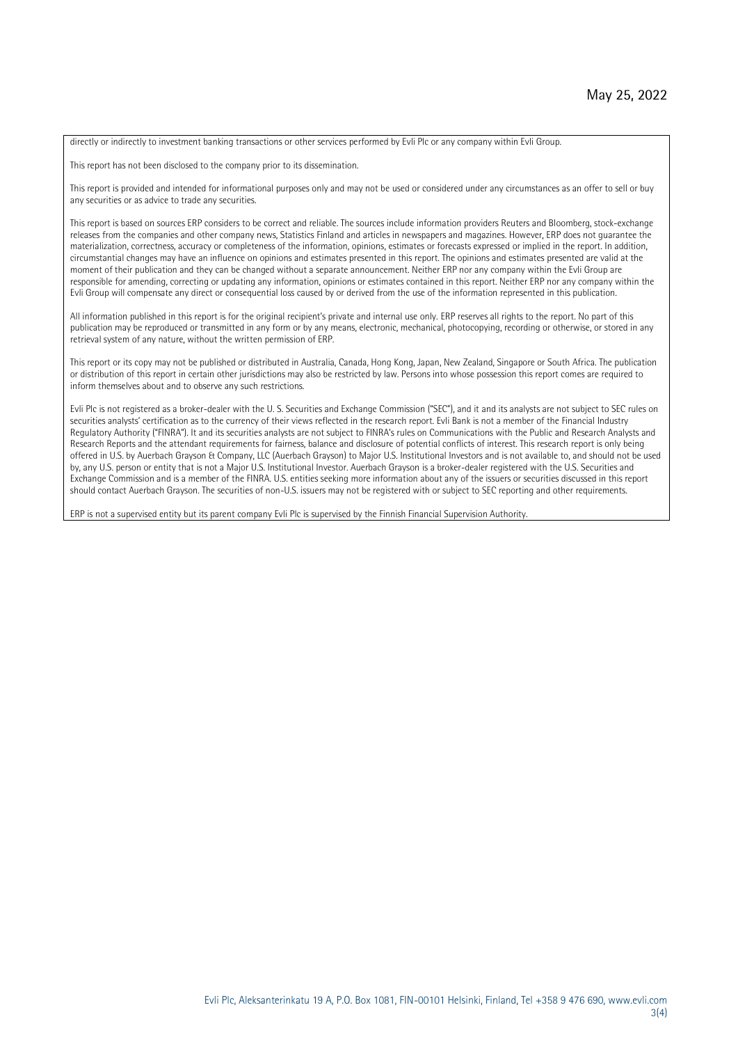directly or indirectly to investment banking transactions or other services performed by Evli Plc or any company within Evli Group.

This report has not been disclosed to the company prior to its dissemination.

This report is provided and intended for informational purposes only and may not be used or considered under any circumstances as an offer to sell or buy any securities or as advice to trade any securities.

This report is based on sources ERP considers to be correct and reliable. The sources include information providers Reuters and Bloomberg, stock-exchange releases from the companies and other company news, Statistics Finland and articles in newspapers and magazines. However, ERP does not guarantee the materialization, correctness, accuracy or completeness of the information, opinions, estimates or forecasts expressed or implied in the report. In addition, circumstantial changes may have an influence on opinions and estimates presented in this report. The opinions and estimates presented are valid at the moment of their publication and they can be changed without a separate announcement. Neither ERP nor any company within the Evli Group are responsible for amending, correcting or updating any information, opinions or estimates contained in this report. Neither ERP nor any company within the Evli Group will compensate any direct or consequential loss caused by or derived from the use of the information represented in this publication.

All information published in this report is for the original recipient's private and internal use only. ERP reserves all rights to the report. No part of this publication may be reproduced or transmitted in any form or by any means, electronic, mechanical, photocopying, recording or otherwise, or stored in any retrieval system of any nature, without the written permission of ERP.

This report or its copy may not be published or distributed in Australia, Canada, Hong Kong, Japan, New Zealand, Singapore or South Africa. The publication or distribution of this report in certain other jurisdictions may also be restricted by law. Persons into whose possession this report comes are required to inform themselves about and to observe any such restrictions.

Evli Plc is not registered as a broker-dealer with the U. S. Securities and Exchange Commission ("SEC"), and it and its analysts are not subject to SEC rules on securities analysts' certification as to the currency of their views reflected in the research report. Evli Bank is not a member of the Financial Industry Regulatory Authority ("FINRA"). It and its securities analysts are not subject to FINRA's rules on Communications with the Public and Research Analysts and Research Reports and the attendant requirements for fairness, balance and disclosure of potential conflicts of interest. This research report is only being offered in U.S. by Auerbach Grayson & Company, LLC (Auerbach Grayson) to Major U.S. Institutional Investors and is not available to, and should not be used by, any U.S. person or entity that is not a Major U.S. Institutional Investor. Auerbach Grayson is a broker-dealer registered with the U.S. Securities and Exchange Commission and is a member of the FINRA. U.S. entities seeking more information about any of the issuers or securities discussed in this report should contact Auerbach Grayson. The securities of non-U.S. issuers may not be registered with or subject to SEC reporting and other requirements.

ERP is not a supervised entity but its parent company Evli Plc is supervised by the Finnish Financial Supervision Authority.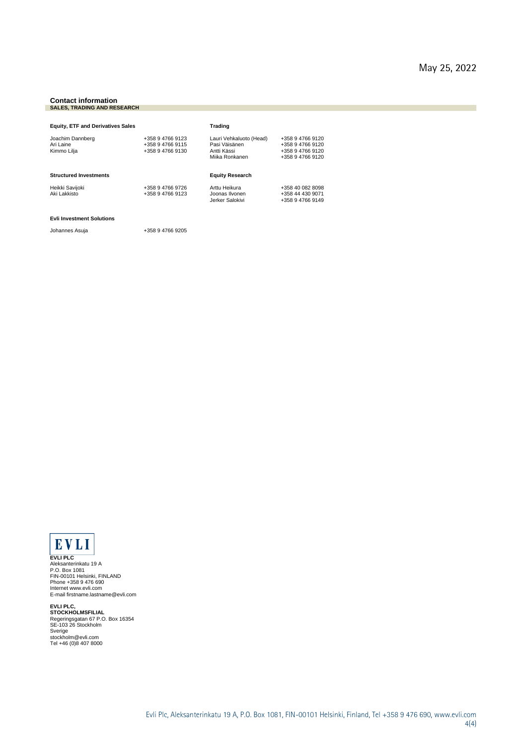May 25, 2022

## Contact information

**SALES, TRADING AND RESEARCH**

| | | | |
|---|---|---|---|
| **Equity, ETF and Derivatives Sales** | | **Trading** | |
| Joachim Dannberg | +358 9 4766 9123 | Lauri Vehkaluoto (Head) | +358 9 4766 9120 |
| Ari Laine | +358 9 4766 9115 | Pasi Väisänen | +358 9 4766 9120 |
| Kimmo Lilja | +358 9 4766 9130 | Antti Kässi | +358 9 4766 9120 |
| | | Miika Ronkanen | +358 9 4766 9120 |
| **Structured Investments** | | **Equity Research** | |
| Heikki Savijoki | +358 9 4766 9726 | Arttu Heikura | +358 40 082 8098 |
| Aki Lakkisto | +358 9 4766 9123 | Joonas Ilvonen | +358 44 430 9071 |
| | | Jerker Salokivi | +358 9 4766 9149 |
| **Evli Investment Solutions** | | | |
| Johannes Asuja | +358 9 4766 9205 | | |

EVLI

**EVLI PLC**
Aleksanterinkatu 19 A
P.O. Box 1081
FIN-00101 Helsinki, FINLAND
Phone +358 9 476 690
Internet www.evli.com
E-mail firstname.lastname@evli.com

**EVLI PLC,**
**STOCKHOLMSFILIAL**
Regeringsgatan 67 P.O. Box 16354
SE-103 26 Stockholm
Sverige
stockholm@evli.com
Tel +46 (0)8 407 8000